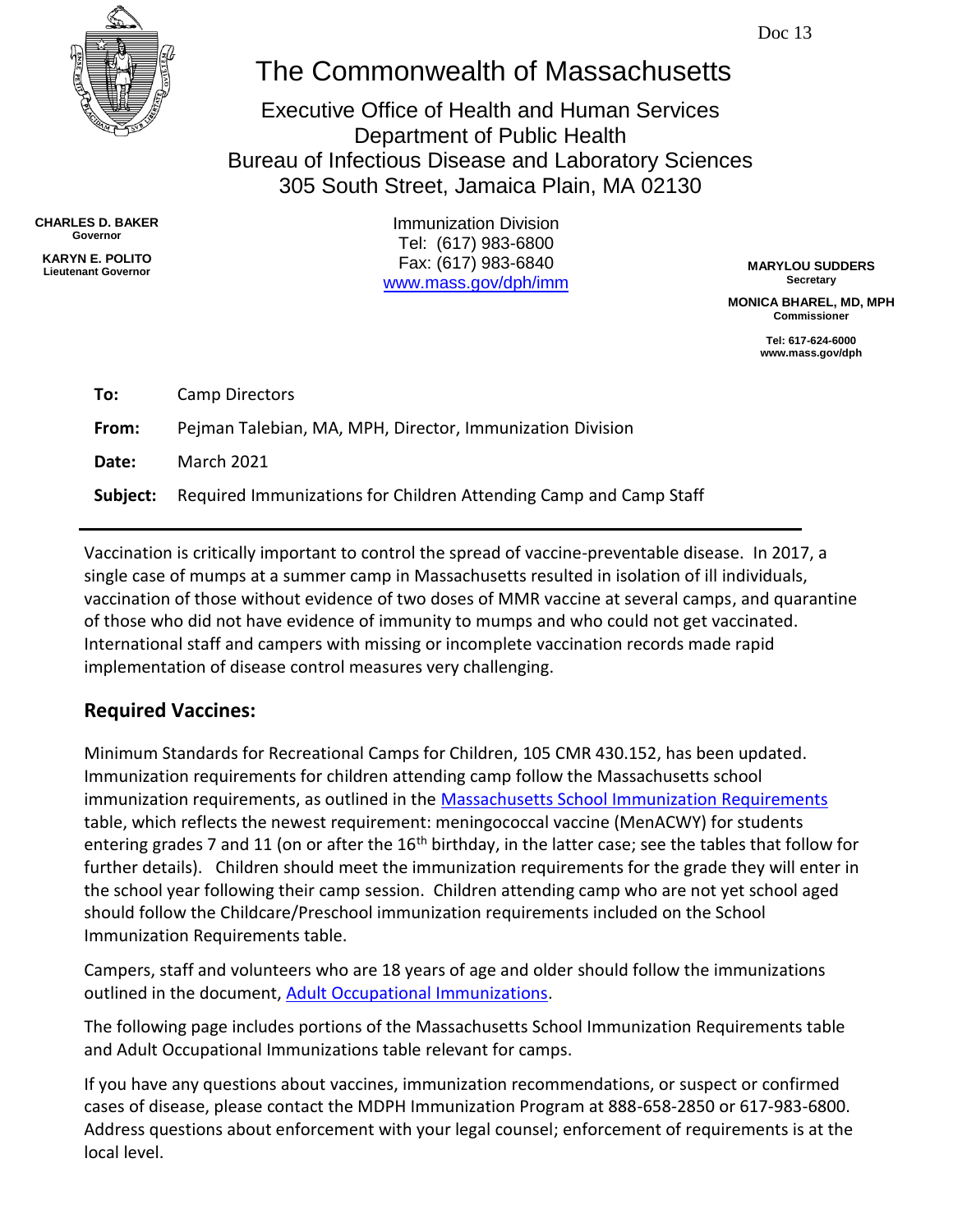Doc 13

# The Commonwealth of Massachusetts

Executive Office of Health and Human Services
Department of Public Health
Bureau of Infectious Disease and Laboratory Sciences
305 South Street, Jamaica Plain, MA 02130

**CHARLES D. BAKER**
**Governor**

**KARYN E. POLITO**
**Lieutenant Governor**

Immunization Division
Tel: (617) 983-6800
Fax: (617) 983-6840
[www.mass.gov/dph/imm](www.mass.gov/dph/imm)

**MARYLOU SUDDERS**
**Secretary**

**MONICA BHAREL, MD, MPH**
**Commissioner**

**Tel: 617-624-6000**
**www.mass.gov/dph**

**To:** Camp Directors

**From:** Pejman Talebian, MA, MPH, Director, Immunization Division

**Date:** March 2021

**Subject:** Required Immunizations for Children Attending Camp and Camp Staff

---

Vaccination is critically important to control the spread of vaccine-preventable disease. In 2017, a single case of mumps at a summer camp in Massachusetts resulted in isolation of ill individuals, vaccination of those without evidence of two doses of MMR vaccine at several camps, and quarantine of those who did not have evidence of immunity to mumps and who could not get vaccinated. International staff and campers with missing or incomplete vaccination records made rapid implementation of disease control measures very challenging.

## Required Vaccines:

Minimum Standards for Recreational Camps for Children, 105 CMR 430.152, has been updated. Immunization requirements for children attending camp follow the Massachusetts school immunization requirements, as outlined in the [Massachusetts School Immunization Requirements]() table, which reflects the newest requirement: meningococcal vaccine (MenACWY) for students entering grades 7 and 11 (on or after the 16th birthday, in the latter case; see the tables that follow for further details). Children should meet the immunization requirements for the grade they will enter in the school year following their camp session. Children attending camp who are not yet school aged should follow the Childcare/Preschool immunization requirements included on the School Immunization Requirements table.

Campers, staff and volunteers who are 18 years of age and older should follow the immunizations outlined in the document, [Adult Occupational Immunizations]().

The following page includes portions of the Massachusetts School Immunization Requirements table and Adult Occupational Immunizations table relevant for camps.

If you have any questions about vaccines, immunization recommendations, or suspect or confirmed cases of disease, please contact the MDPH Immunization Program at 888-658-2850 or 617-983-6800. Address questions about enforcement with your legal counsel; enforcement of requirements is at the local level.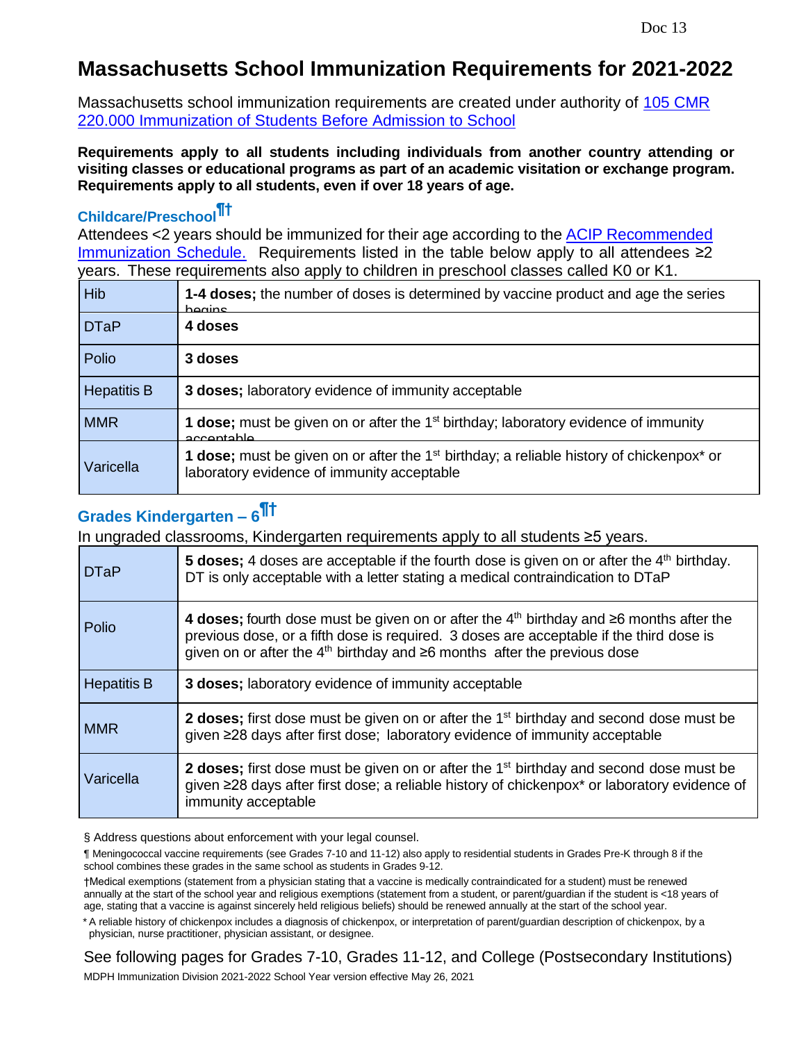# Massachusetts School Immunization Requirements for 2021-2022

Massachusetts school immunization requirements are created under authority of [105 CMR 220.000 Immunization of Students Before Admission to School]

**Requirements apply to all students including individuals from another country attending or visiting classes or educational programs as part of an academic visitation or exchange program. Requirements apply to all students, even if over 18 years of age.**

## Childcare/Preschool¶†

Attendees <2 years should be immunized for their age according to the [ACIP Recommended Immunization Schedule.] Requirements listed in the table below apply to all attendees ≥2 years. These requirements also apply to children in preschool classes called K0 or K1.

| Vaccine | Requirement |
|---|---|
| Hib | **1-4 doses;** the number of doses is determined by vaccine product and age the series begins |
| DTaP | **4 doses** |
| Polio | **3 doses** |
| Hepatitis B | **3 doses;** laboratory evidence of immunity acceptable |
| MMR | **1 dose;** must be given on or after the 1st birthday; laboratory evidence of immunity acceptable |
| Varicella | **1 dose;** must be given on or after the 1st birthday; a reliable history of chickenpox* or laboratory evidence of immunity acceptable |

## Grades Kindergarten – 6¶†

In ungraded classrooms, Kindergarten requirements apply to all students ≥5 years.

| Vaccine | Requirement |
|---|---|
| DTaP | **5 doses;** 4 doses are acceptable if the fourth dose is given on or after the 4th birthday. DT is only acceptable with a letter stating a medical contraindication to DTaP |
| Polio | **4 doses;** fourth dose must be given on or after the 4th birthday and ≥6 months after the previous dose, or a fifth dose is required. 3 doses are acceptable if the third dose is given on or after the 4th birthday and ≥6 months after the previous dose |
| Hepatitis B | **3 doses;** laboratory evidence of immunity acceptable |
| MMR | **2 doses;** first dose must be given on or after the 1st birthday and second dose must be given ≥28 days after first dose; laboratory evidence of immunity acceptable |
| Varicella | **2 doses;** first dose must be given on or after the 1st birthday and second dose must be given ≥28 days after first dose; a reliable history of chickenpox* or laboratory evidence of immunity acceptable |

§ Address questions about enforcement with your legal counsel.

¶ Meningococcal vaccine requirements (see Grades 7-10 and 11-12) also apply to residential students in Grades Pre-K through 8 if the school combines these grades in the same school as students in Grades 9-12.

†Medical exemptions (statement from a physician stating that a vaccine is medically contraindicated for a student) must be renewed annually at the start of the school year and religious exemptions (statement from a student, or parent/guardian if the student is <18 years of age, stating that a vaccine is against sincerely held religious beliefs) should be renewed annually at the start of the school year.

\* A reliable history of chickenpox includes a diagnosis of chickenpox, or interpretation of parent/guardian description of chickenpox, by a physician, nurse practitioner, physician assistant, or designee.

See following pages for Grades 7-10, Grades 11-12, and College (Postsecondary Institutions)

MDPH Immunization Division 2021-2022 School Year version effective May 26, 2021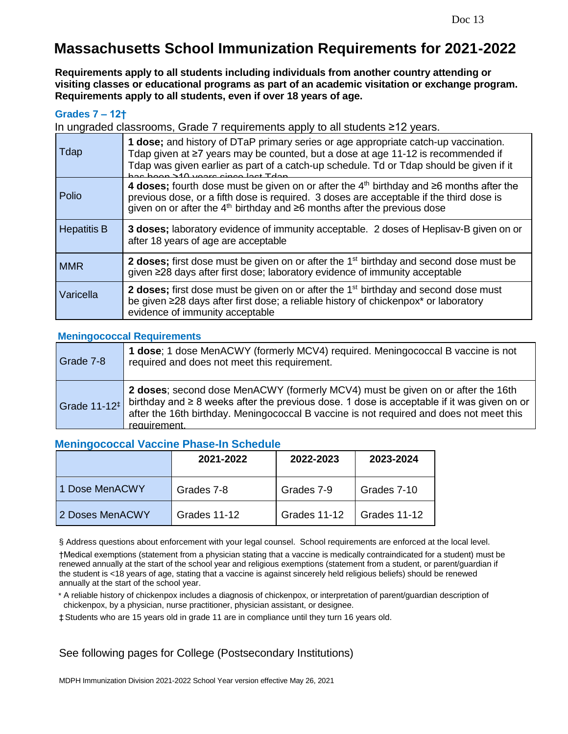# Massachusetts School Immunization Requirements for 2021-2022

**Requirements apply to all students including individuals from another country attending or visiting classes or educational programs as part of an academic visitation or exchange program. Requirements apply to all students, even if over 18 years of age.**

## Grades 7 – 12†

In ungraded classrooms, Grade 7 requirements apply to all students ≥12 years.

| | |
|---|---|
| Tdap | **1 dose;** and history of DTaP primary series or age appropriate catch-up vaccination. Tdap given at ≥7 years may be counted, but a dose at age 11-12 is recommended if Tdap was given earlier as part of a catch-up schedule. Td or Tdap should be given if it has been ≥10 years since last Tdap |
| Polio | **4 doses;** fourth dose must be given on or after the 4th birthday and ≥6 months after the previous dose, or a fifth dose is required. 3 doses are acceptable if the third dose is given on or after the 4th birthday and ≥6 months after the previous dose |
| Hepatitis B | **3 doses;** laboratory evidence of immunity acceptable. 2 doses of Heplisav-B given on or after 18 years of age are acceptable |
| MMR | **2 doses;** first dose must be given on or after the 1st birthday and second dose must be given ≥28 days after first dose; laboratory evidence of immunity acceptable |
| Varicella | **2 doses;** first dose must be given on or after the 1st birthday and second dose must be given ≥28 days after first dose; a reliable history of chickenpox* or laboratory evidence of immunity acceptable |

## Meningococcal Requirements

| | |
|---|---|
| Grade 7-8 | **1 dose**; 1 dose MenACWY (formerly MCV4) required. Meningococcal B vaccine is not required and does not meet this requirement. |
| Grade 11-12‡ | **2 doses**; second dose MenACWY (formerly MCV4) must be given on or after the 16th birthday and ≥ 8 weeks after the previous dose. 1 dose is acceptable if it was given on or after the 16th birthday. Meningococcal B vaccine is not required and does not meet this requirement. |

## Meningococcal Vaccine Phase-In Schedule

| | 2021-2022 | 2022-2023 | 2023-2024 |
|---|---|---|---|
| 1 Dose MenACWY | Grades 7-8 | Grades 7-9 | Grades 7-10 |
| 2 Doses MenACWY | Grades 11-12 | Grades 11-12 | Grades 11-12 |

§ Address questions about enforcement with your legal counsel. School requirements are enforced at the local level.

†Medical exemptions (statement from a physician stating that a vaccine is medically contraindicated for a student) must be renewed annually at the start of the school year and religious exemptions (statement from a student, or parent/guardian if the student is <18 years of age, stating that a vaccine is against sincerely held religious beliefs) should be renewed annually at the start of the school year.

\* A reliable history of chickenpox includes a diagnosis of chickenpox, or interpretation of parent/guardian description of chickenpox, by a physician, nurse practitioner, physician assistant, or designee.

‡ Students who are 15 years old in grade 11 are in compliance until they turn 16 years old.

See following pages for College (Postsecondary Institutions)

MDPH Immunization Division 2021-2022 School Year version effective May 26, 2021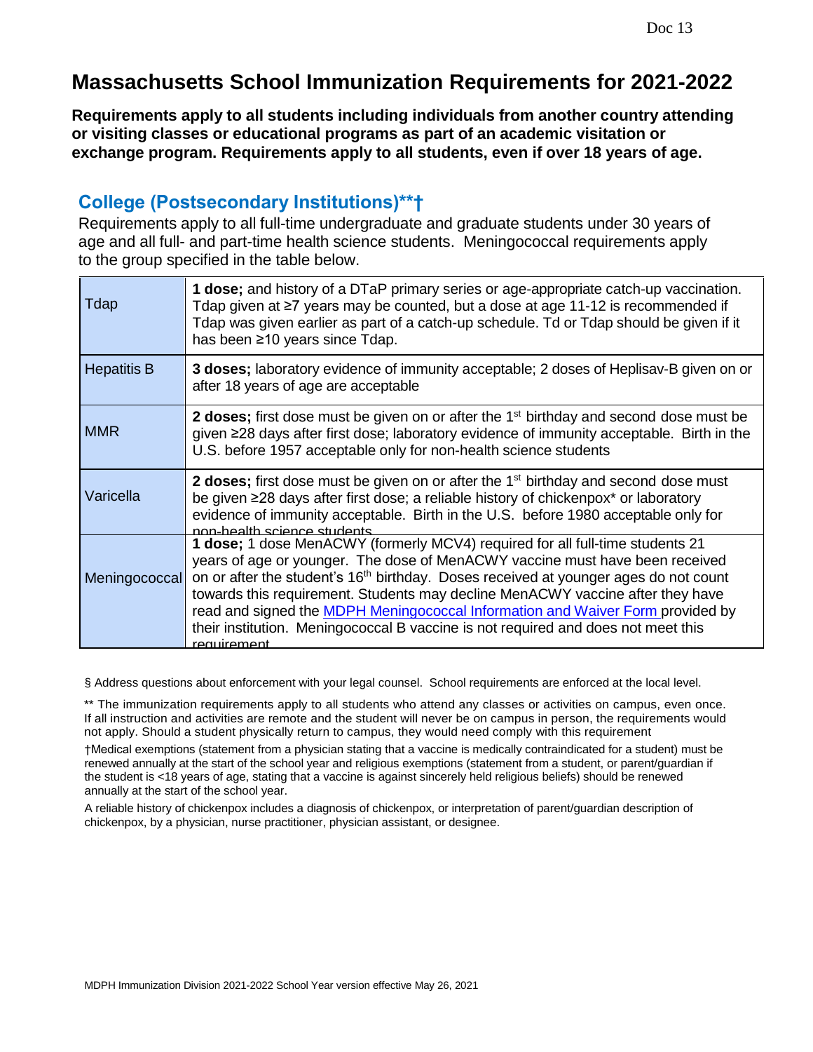# Massachusetts School Immunization Requirements for 2021-2022

**Requirements apply to all students including individuals from another country attending or visiting classes or educational programs as part of an academic visitation or exchange program. Requirements apply to all students, even if over 18 years of age.**

## College (Postsecondary Institutions)**†

Requirements apply to all full-time undergraduate and graduate students under 30 years of age and all full- and part-time health science students. Meningococcal requirements apply to the group specified in the table below.

| | |
|---|---|
| Tdap | **1 dose;** and history of a DTaP primary series or age-appropriate catch-up vaccination. Tdap given at ≥7 years may be counted, but a dose at age 11-12 is recommended if Tdap was given earlier as part of a catch-up schedule. Td or Tdap should be given if it has been ≥10 years since Tdap. |
| Hepatitis B | **3 doses;** laboratory evidence of immunity acceptable; 2 doses of Heplisav-B given on or after 18 years of age are acceptable |
| MMR | **2 doses;** first dose must be given on or after the 1st birthday and second dose must be given ≥28 days after first dose; laboratory evidence of immunity acceptable. Birth in the U.S. before 1957 acceptable only for non-health science students |
| Varicella | **2 doses;** first dose must be given on or after the 1st birthday and second dose must be given ≥28 days after first dose; a reliable history of chickenpox* or laboratory evidence of immunity acceptable. Birth in the U.S. before 1980 acceptable only for non-health science students |
| Meningococcal | **1 dose;** 1 dose MenACWY (formerly MCV4) required for all full-time students 21 years of age or younger. The dose of MenACWY vaccine must have been received on or after the student's 16th birthday. Doses received at younger ages do not count towards this requirement. Students may decline MenACWY vaccine after they have read and signed the [MDPH Meningococcal Information and Waiver Form](MDPH Meningococcal Information and Waiver Form) provided by their institution. Meningococcal B vaccine is not required and does not meet this requirement |

§ Address questions about enforcement with your legal counsel. School requirements are enforced at the local level.

** The immunization requirements apply to all students who attend any classes or activities on campus, even once. If all instruction and activities are remote and the student will never be on campus in person, the requirements would not apply. Should a student physically return to campus, they would need comply with this requirement

†Medical exemptions (statement from a physician stating that a vaccine is medically contraindicated for a student) must be renewed annually at the start of the school year and religious exemptions (statement from a student, or parent/guardian if the student is <18 years of age, stating that a vaccine is against sincerely held religious beliefs) should be renewed annually at the start of the school year.

A reliable history of chickenpox includes a diagnosis of chickenpox, or interpretation of parent/guardian description of chickenpox, by a physician, nurse practitioner, physician assistant, or designee.